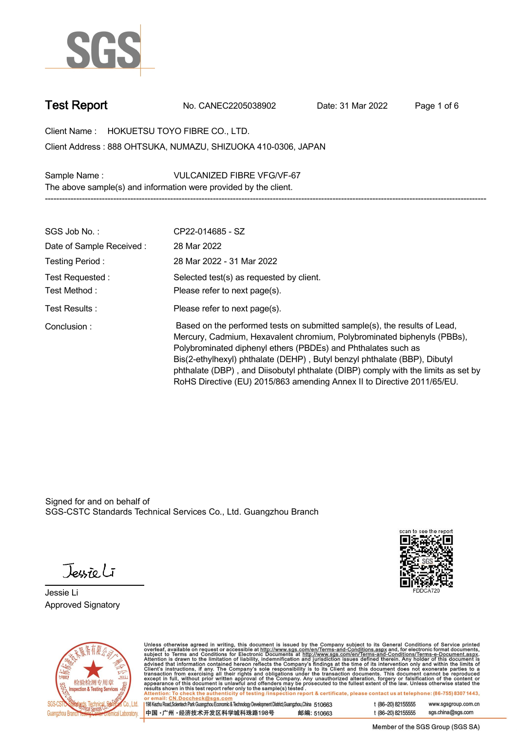# Test Report

No. CANEC2205038902 Date: 31 Mar 2022

Client Name : HOKUETSU TOYO FIBRE CO., LTD.

Client Address : 888 OHTSUKA, NUMAZU, SHIZUOKA 410-0306, JAPAN

Sample Name : VULCANIZED FIBRE VFG/VF-67

The above sample(s) and information were provided by the client.

---

| | |
|---|---|
| SGS Job No. : | CP22-014685 - SZ |
| Date of Sample Received : | 28 Mar 2022 |
| Testing Period : | 28 Mar 2022 - 31 Mar 2022 |
| Test Requested : | Selected test(s) as requested by client. |
| Test Method : | Please refer to next page(s). |
| Test Results : | Please refer to next page(s). |
| Conclusion : | Based on the performed tests on submitted sample(s), the results of Lead, Mercury, Cadmium, Hexavalent chromium, Polybrominated biphenyls (PBBs), Polybrominated diphenyl ethers (PBDEs) and Phthalates such as Bis(2-ethylhexyl) phthalate (DEHP) , Butyl benzyl phthalate (BBP), Dibutyl phthalate (DBP) , and Diisobutyl phthalate (DIBP) comply with the limits as set by RoHS Directive (EU) 2015/863 amending Annex II to Directive 2011/65/EU. |

Signed for and on behalf of
SGS-CSTC Standards Technical Services Co., Ltd. Guangzhou Branch

Jessie Li
Approved Signatory

scan to see the report
FDDCA720

Unless otherwise agreed in writing, this document is issued by the Company subject to its General Conditions of Service printed overleaf, available on request or accessible at http://www.sgs.com/en/Terms-and-Conditions.aspx and, for electronic format documents, subject to Terms and Conditions for Electronic Documents at http://www.sgs.com/en/Terms-and-Conditions/Terms-e-Document.aspx. Attention is drawn to the limitation of liability, indemnification and jurisdiction issues defined therein. Any holder of this document is advised that information contained hereon reflects the Company's findings at the time of its intervention only and within the limits of Client's instructions, if any. The Company's sole responsibility is to its Client and this document does not exonerate parties to a transaction from exercising all their rights and obligations under the transaction documents. This document cannot be reproduced except in full, without prior written approval of the Company. Any unauthorized alteration, forgery or falsification of the content or appearance of this document is unlawful and offenders may be prosecuted to the fullest extent of the law. Unless otherwise stated the results shown in this test report refer only to the sample(s) tested.

Attention: To check the authenticity of testing /inspection report & certificate, please contact us at telephone: (86-755) 8307 1443, or email: CN.Doccheck@sgs.com

198 Kezhu Road,Scientech Park Guangzhou Economic & Technology Development District,Guangzhou,China 510663 t (86-20) 82155555 www.sgsgroup.com.cn

中国 · 广州 · 经济技术开发区科学城科珠路198号 邮编: 510663 t (86-20) 82155555 sgs.china@sgs.com

Member of the SGS Group (SGS SA)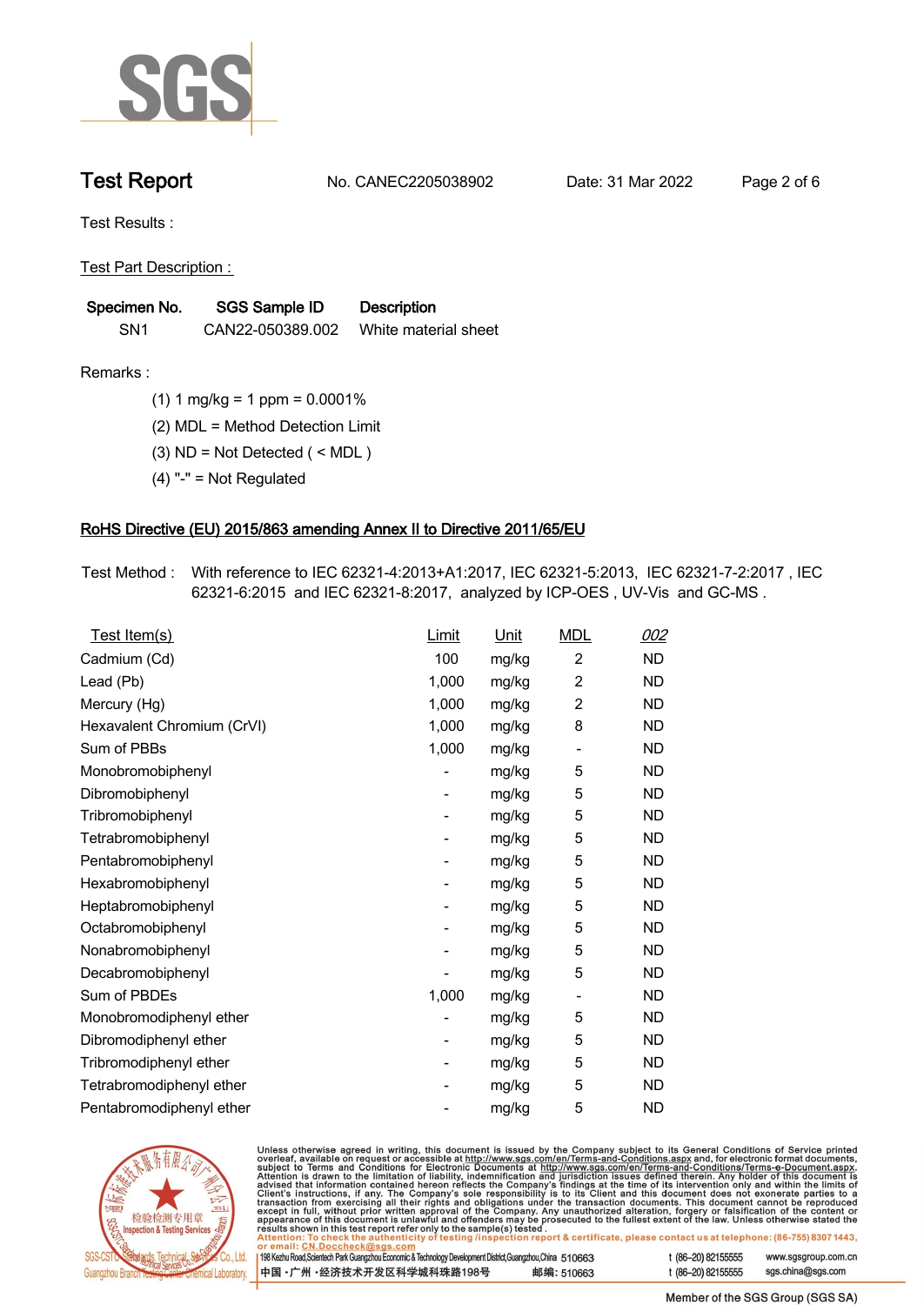# Test Report

No. CANEC2205038902    Date: 31 Mar 2022

Test Results :

Test Part Description :

| Specimen No. | SGS Sample ID | Description |
|---|---|---|
| SN1 | CAN22-050389.002 | White material sheet |

Remarks :

(1) 1 mg/kg = 1 ppm = 0.0001%

(2) MDL = Method Detection Limit

(3) ND = Not Detected ( < MDL )

(4) "-" = Not Regulated

## RoHS Directive (EU) 2015/863 amending Annex II to Directive 2011/65/EU

Test Method : With reference to IEC 62321-4:2013+A1:2017, IEC 62321-5:2013, IEC 62321-7-2:2017 , IEC 62321-6:2015 and IEC 62321-8:2017, analyzed by ICP-OES , UV-Vis and GC-MS .

| Test Item(s) | Limit | Unit | MDL | *002* |
|---|---|---|---|---|
| Cadmium (Cd) | 100 | mg/kg | 2 | ND |
| Lead (Pb) | 1,000 | mg/kg | 2 | ND |
| Mercury (Hg) | 1,000 | mg/kg | 2 | ND |
| Hexavalent Chromium (CrVI) | 1,000 | mg/kg | 8 | ND |
| Sum of PBBs | 1,000 | mg/kg | - | ND |
| Monobromobiphenyl | - | mg/kg | 5 | ND |
| Dibromobiphenyl | - | mg/kg | 5 | ND |
| Tribromobiphenyl | - | mg/kg | 5 | ND |
| Tetrabromobiphenyl | - | mg/kg | 5 | ND |
| Pentabromobiphenyl | - | mg/kg | 5 | ND |
| Hexabromobiphenyl | - | mg/kg | 5 | ND |
| Heptabromobiphenyl | - | mg/kg | 5 | ND |
| Octabromobiphenyl | - | mg/kg | 5 | ND |
| Nonabromobiphenyl | - | mg/kg | 5 | ND |
| Decabromobiphenyl | - | mg/kg | 5 | ND |
| Sum of PBDEs | 1,000 | mg/kg | - | ND |
| Monobromodiphenyl ether | - | mg/kg | 5 | ND |
| Dibromodiphenyl ether | - | mg/kg | 5 | ND |
| Tribromodiphenyl ether | - | mg/kg | 5 | ND |
| Tetrabromodiphenyl ether | - | mg/kg | 5 | ND |
| Pentabromodiphenyl ether | - | mg/kg | 5 | ND |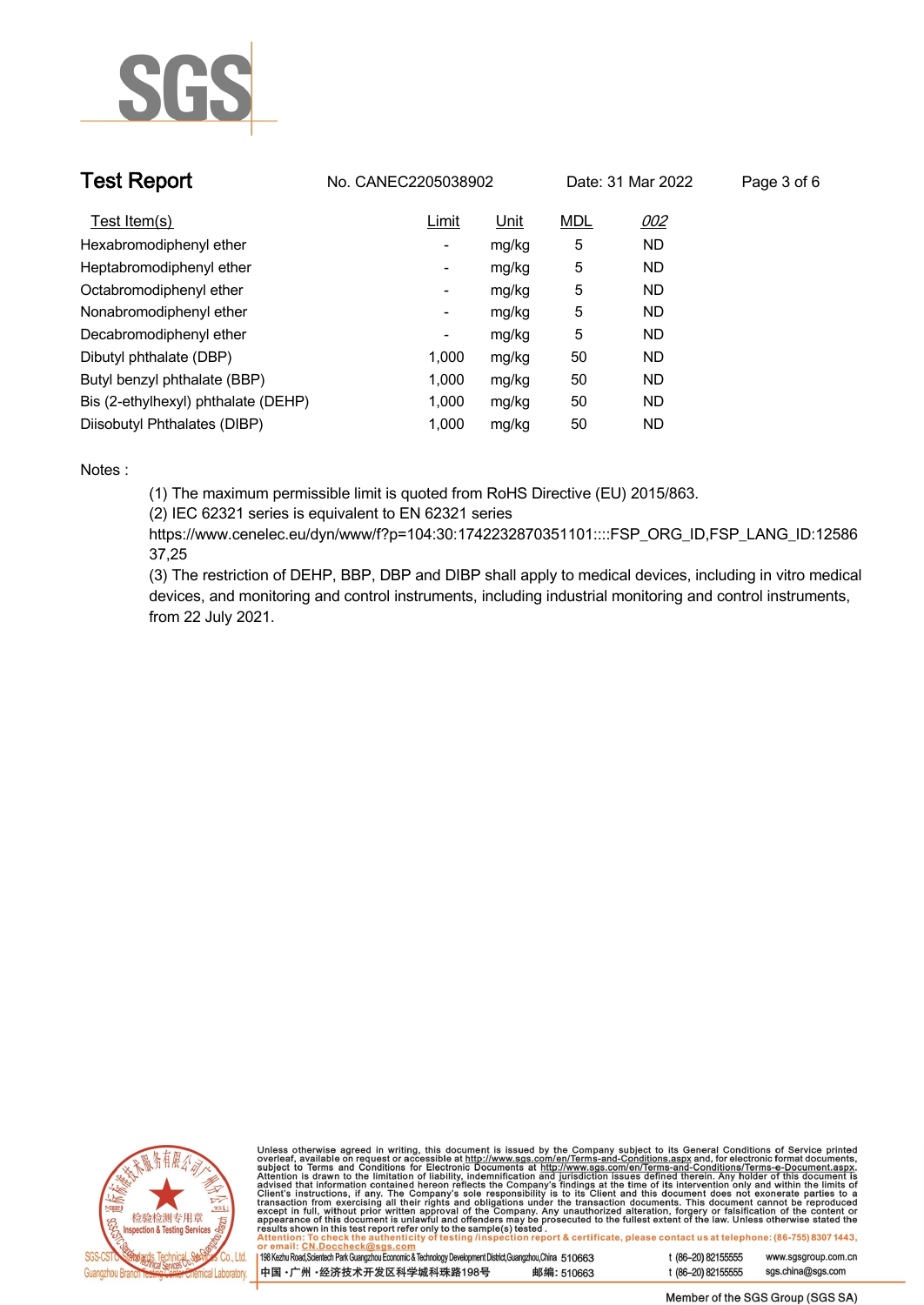# Test Report

No. CANEC2205038902 Date: 31 Mar 2022

| Test Item(s) | Limit | Unit | MDL | 002 |
| --- | --- | --- | --- | --- |
| Hexabromodiphenyl ether | - | mg/kg | 5 | ND |
| Heptabromodiphenyl ether | - | mg/kg | 5 | ND |
| Octabromodiphenyl ether | - | mg/kg | 5 | ND |
| Nonabromodiphenyl ether | - | mg/kg | 5 | ND |
| Decabromodiphenyl ether | - | mg/kg | 5 | ND |
| Dibutyl phthalate (DBP) | 1,000 | mg/kg | 50 | ND |
| Butyl benzyl phthalate (BBP) | 1,000 | mg/kg | 50 | ND |
| Bis (2-ethylhexyl) phthalate (DEHP) | 1,000 | mg/kg | 50 | ND |
| Diisobutyl Phthalates (DIBP) | 1,000 | mg/kg | 50 | ND |

Notes :

(1) The maximum permissible limit is quoted from RoHS Directive (EU) 2015/863.

(2) IEC 62321 series is equivalent to EN 62321 series
https://www.cenelec.eu/dyn/www/f?p=104:30:1742232870351101::::FSP_ORG_ID,FSP_LANG_ID:1258637,25

(3) The restriction of DEHP, BBP, DBP and DIBP shall apply to medical devices, including in vitro medical devices, and monitoring and control instruments, including industrial monitoring and control instruments, from 22 July 2021.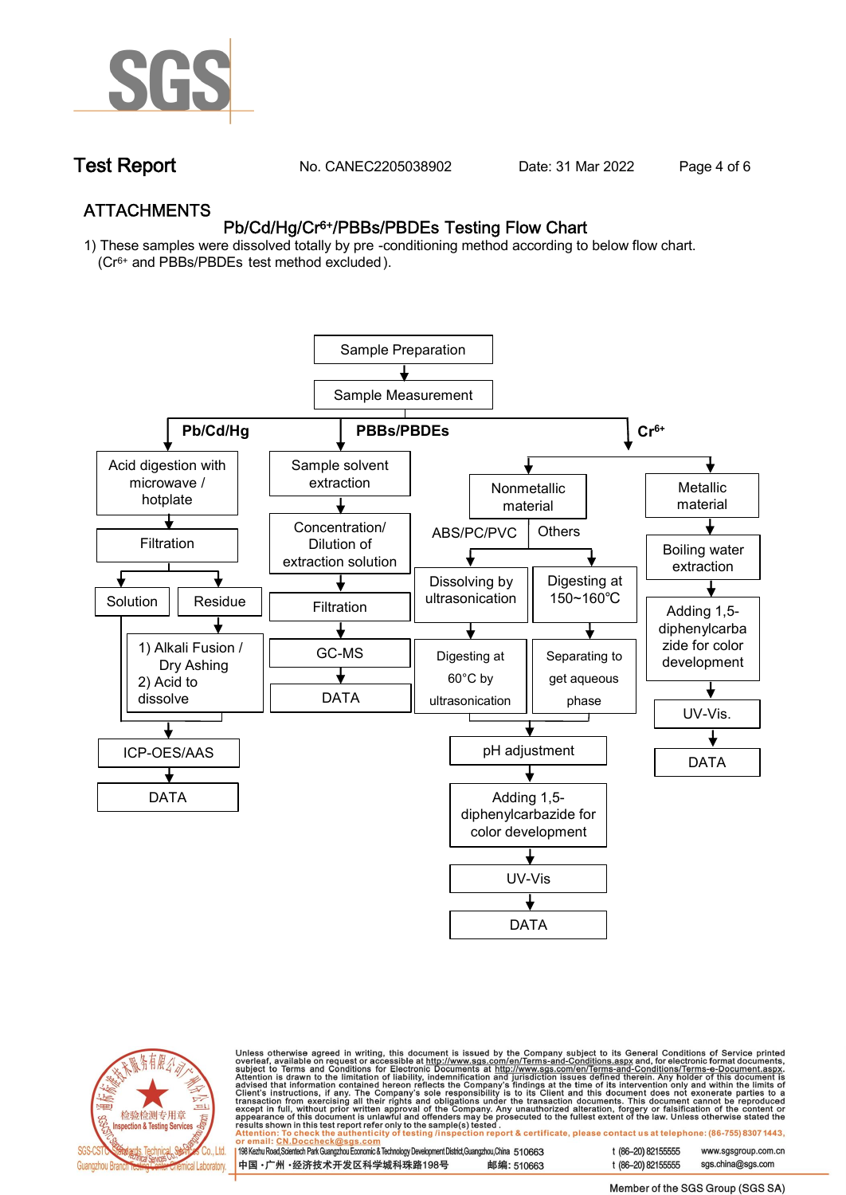Test Report No. CANEC2205038902 Date: 31 Mar 2022

## ATTACHMENTS

### Pb/Cd/Hg/$Cr^{6+}$/PBBs/PBDEs Testing Flow Chart

1) These samples were dissolved totally by pre -conditioning method according to below flow chart.
($Cr^{6+}$ and PBBs/PBDEs test method excluded).

Sample Preparation → Sample Measurement

**Pb/Cd/Hg**

- Acid digestion with microwave / hotplate → Filtration
  - Solution
  - Residue → 1) Alkali Fusion / Dry Ashing 2) Acid to dissolve
- (Solution and dissolved residue) → ICP-OES/AAS → DATA

**PBBs/PBDEs**

- Sample solvent extraction → Concentration/ Dilution of extraction solution → Filtration → GC-MS → DATA

**$Cr^{6+}$**

- Nonmetallic material
  - ABS/PC/PVC → Dissolving by ultrasonication → Digesting at 60°C by ultrasonication
  - Others → Digesting at 150~160℃ → Separating to get aqueous phase
  - → pH adjustment → Adding 1,5-diphenylcarbazide for color development → UV-Vis → DATA
- Metallic material → Boiling water extraction → Adding 1,5-diphenylcarbazide for color development → UV-Vis. → DATA

Unless otherwise agreed in writing, this document is issued by the Company subject to its General Conditions of Service printed overleaf, available on request or accessible at http://www.sgs.com/en/Terms-and-Conditions.aspx and, for electronic format documents, subject to Terms and Conditions for Electronic Documents at http://www.sgs.com/en/Terms-and-Conditions/Terms-e-Document.aspx. Attention is drawn to the limitation of liability, indemnification and jurisdiction issues defined therein. Any holder of this document is advised that information contained hereon reflects the Company's findings at the time of its intervention only and within the limits of Client's instructions, if any. The Company's sole responsibility is to its Client and this document does not exonerate parties to a transaction from exercising all their rights and obligations under the transaction documents. This document cannot be reproduced except in full, without prior written approval of the Company. Any unauthorized alteration, forgery or falsification of the content or appearance of this document is unlawful and offenders may be prosecuted to the fullest extent of the law. Unless otherwise stated the results shown in this test report refer only to the sample(s) tested .
Attention: To check the authenticity of testing /inspection report & certificate, please contact us at telephone: (86-755) 8307 1443, or email: CN.Doccheck@sgs.com

198 Kezhu Road,Scientech Park Guangzhou Economic & Technology Development District,Guangzhou,China 510663 t (86-20) 82155555 www.sgsgroup.com.cn
中国・广州・经济技术开发区科学城科珠路198号 邮编: 510663 t (86-20) 82155555 sgs.china@sgs.com

Member of the SGS Group (SGS SA)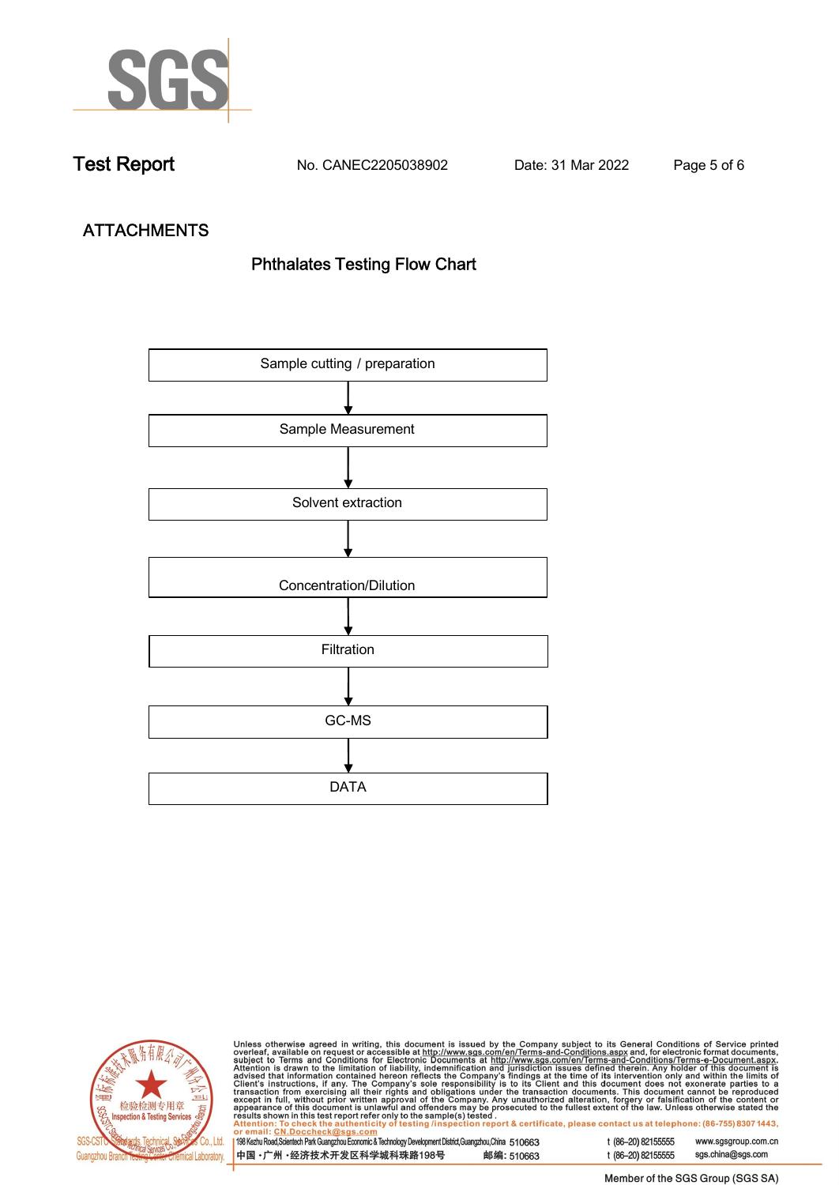# Test Report

No. CANEC2205038902 Date: 31 Mar 2022

## ATTACHMENTS

### Phthalates Testing Flow Chart

Sample cutting / preparation

↓

Sample Measurement

↓

Solvent extraction

↓

Concentration/Dilution

↓

Filtration

↓

GC-MS

↓

DATA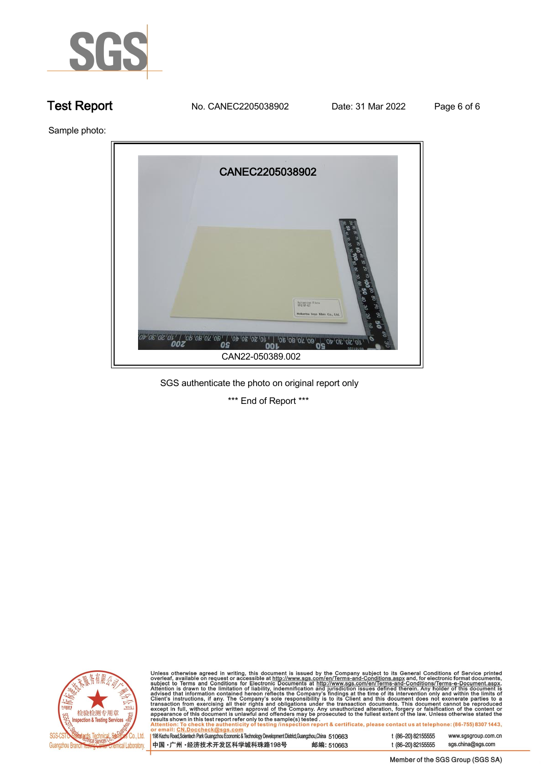Sample photo:

CANEC2205038902

CAN22-050389.002

SGS authenticate the photo on original report only

*** End of Report ***